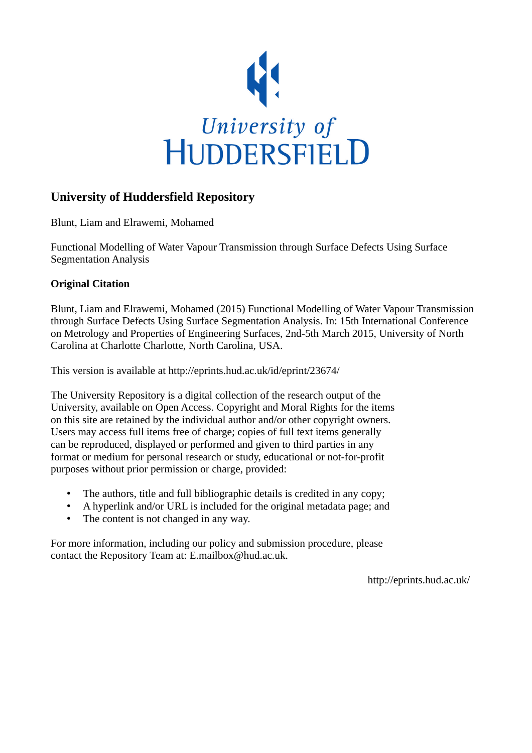University of HUDDERSFIELD

## University of Huddersfield Repository

Blunt, Liam and Elrawemi, Mohamed

Functional Modelling of Water Vapour Transmission through Surface Defects Using Surface Segmentation Analysis

### Original Citation

Blunt, Liam and Elrawemi, Mohamed (2015) Functional Modelling of Water Vapour Transmission through Surface Defects Using Surface Segmentation Analysis. In: 15th International Conference on Metrology and Properties of Engineering Surfaces, 2nd-5th March 2015, University of North Carolina at Charlotte Charlotte, North Carolina, USA.

This version is available at http://eprints.hud.ac.uk/id/eprint/23674/

The University Repository is a digital collection of the research output of the University, available on Open Access. Copyright and Moral Rights for the items on this site are retained by the individual author and/or other copyright owners. Users may access full items free of charge; copies of full text items generally can be reproduced, displayed or performed and given to third parties in any format or medium for personal research or study, educational or not-for-profit purposes without prior permission or charge, provided:

- The authors, title and full bibliographic details is credited in any copy;
- A hyperlink and/or URL is included for the original metadata page; and
- The content is not changed in any way.

For more information, including our policy and submission procedure, please contact the Repository Team at: E.mailbox@hud.ac.uk.

http://eprints.hud.ac.uk/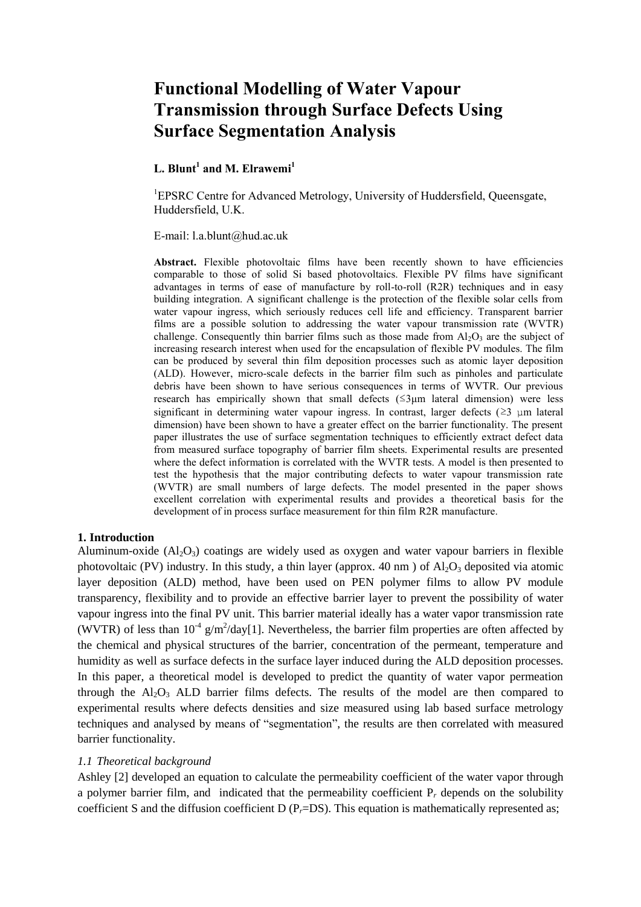# Functional Modelling of Water Vapour Transmission through Surface Defects Using Surface Segmentation Analysis

**L. Blunt[1] and M. Elrawemi[1]**

[1]EPSRC Centre for Advanced Metrology, University of Huddersfield, Queensgate, Huddersfield, U.K.

E-mail: l.a.blunt@hud.ac.uk

**Abstract.** Flexible photovoltaic films have been recently shown to have efficiencies comparable to those of solid Si based photovoltaics. Flexible PV films have significant advantages in terms of ease of manufacture by roll-to-roll (R2R) techniques and in easy building integration. A significant challenge is the protection of the flexible solar cells from water vapour ingress, which seriously reduces cell life and efficiency. Transparent barrier films are a possible solution to addressing the water vapour transmission rate (WVTR) challenge. Consequently thin barrier films such as those made from $Al_2O_3$ are the subject of increasing research interest when used for the encapsulation of flexible PV modules. The film can be produced by several thin film deposition processes such as atomic layer deposition (ALD). However, micro-scale defects in the barrier film such as pinholes and particulate debris have been shown to have serious consequences in terms of WVTR. Our previous research has empirically shown that small defects (≤3μm lateral dimension) were less significant in determining water vapour ingress. In contrast, larger defects (≥3 μm lateral dimension) have been shown to have a greater effect on the barrier functionality. The present paper illustrates the use of surface segmentation techniques to efficiently extract defect data from measured surface topography of barrier film sheets. Experimental results are presented where the defect information is correlated with the WVTR tests. A model is then presented to test the hypothesis that the major contributing defects to water vapour transmission rate (WVTR) are small numbers of large defects. The model presented in the paper shows excellent correlation with experimental results and provides a theoretical basis for the development of in process surface measurement for thin film R2R manufacture.

## 1. Introduction

Aluminum-oxide ($Al_2O_3$) coatings are widely used as oxygen and water vapour barriers in flexible photovoltaic (PV) industry. In this study, a thin layer (approx. 40 nm ) of $Al_2O_3$ deposited via atomic layer deposition (ALD) method, have been used on PEN polymer films to allow PV module transparency, flexibility and to provide an effective barrier layer to prevent the possibility of water vapour ingress into the final PV unit. This barrier material ideally has a water vapor transmission rate (WVTR) of less than $10^{-4}$ g/m$^2$/day[1]. Nevertheless, the barrier film properties are often affected by the chemical and physical structures of the barrier, concentration of the permeant, temperature and humidity as well as surface defects in the surface layer induced during the ALD deposition processes. In this paper, a theoretical model is developed to predict the quantity of water vapor permeation through the $Al_2O_3$ ALD barrier films defects. The results of the model are then compared to experimental results where defects densities and size measured using lab based surface metrology techniques and analysed by means of "segmentation", the results are then correlated with measured barrier functionality.

### *1.1 Theoretical background*

Ashley [2] developed an equation to calculate the permeability coefficient of the water vapor through a polymer barrier film, and indicated that the permeability coefficient $P_r$ depends on the solubility coefficient S and the diffusion coefficient D ($P_r$=DS). This equation is mathematically represented as;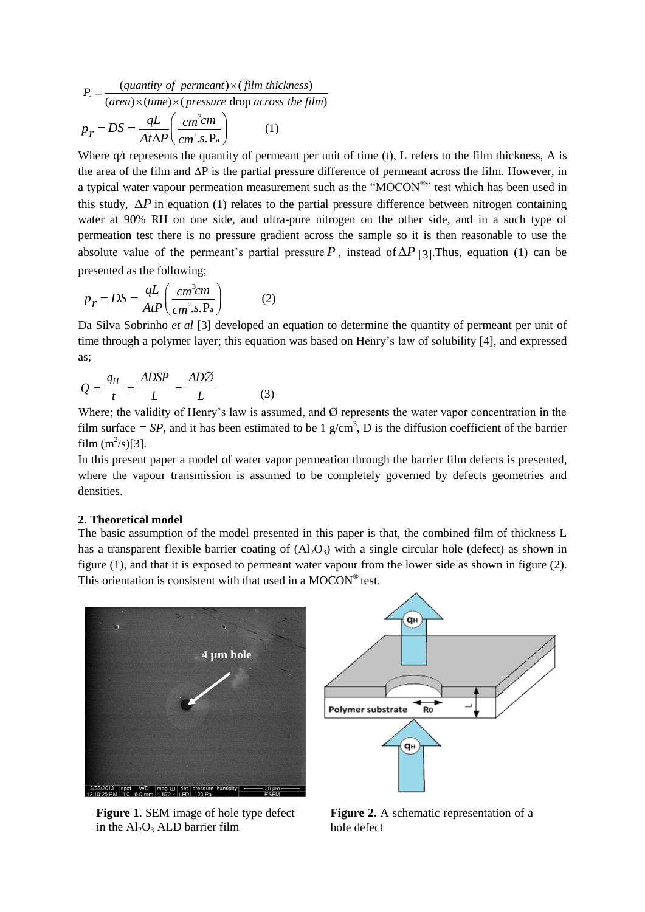$$P_r = \frac{(quantity\ of\ permeant) \times (film\ thickness)}{(area) \times (time) \times (pressure\ \text{drop}\ across\ the\ film)}$$

$$p_r = DS = \frac{qL}{At\Delta P}\left(\frac{cm^3 cm}{cm^2.s.\text{P}_a}\right) \qquad (1)$$

Where q/t represents the quantity of permeant per unit of time (t), L refers to the film thickness, A is the area of the film and ΔP is the partial pressure difference of permeant across the film. However, in a typical water vapour permeation measurement such as the "MOCON®" test which has been used in this study, $\Delta P$ in equation (1) relates to the partial pressure difference between nitrogen containing water at 90% RH on one side, and ultra-pure nitrogen on the other side, and in a such type of permeation test there is no pressure gradient across the sample so it is then reasonable to use the absolute value of the permeant's partial pressure $P$, instead of $\Delta P$ [3].Thus, equation (1) can be presented as the following;

$$p_r = DS = \frac{qL}{AtP}\left(\frac{cm^3 cm}{cm^2.s.\text{P}_a}\right) \qquad (2)$$

Da Silva Sobrinho *et al* [3] developed an equation to determine the quantity of permeant per unit of time through a polymer layer; this equation was based on Henry's law of solubility [4], and expressed as;

$$Q = \frac{q_H}{t} = \frac{ADSP}{L} = \frac{AD\varnothing}{L} \qquad (3)$$

Where; the validity of Henry's law is assumed, and Ø represents the water vapor concentration in the film surface = *SP*, and it has been estimated to be 1 g/cm$^3$, D is the diffusion coefficient of the barrier film (m$^2$/s)[3].

In this present paper a model of water vapor permeation through the barrier film defects is presented, where the vapour transmission is assumed to be completely governed by defects geometries and densities.

## 2. Theoretical model

The basic assumption of the model presented in this paper is that, the combined film of thickness L has a transparent flexible barrier coating of ($Al_2O_3$) with a single circular hole (defect) as shown in figure (1), and that it is exposed to permeant water vapour from the lower side as shown in figure (2). This orientation is consistent with that used in a MOCON® test.

**Figure 1**. SEM image of hole type defect in the $Al_2O_3$ ALD barrier film

**Figure 2.** A schematic representation of a hole defect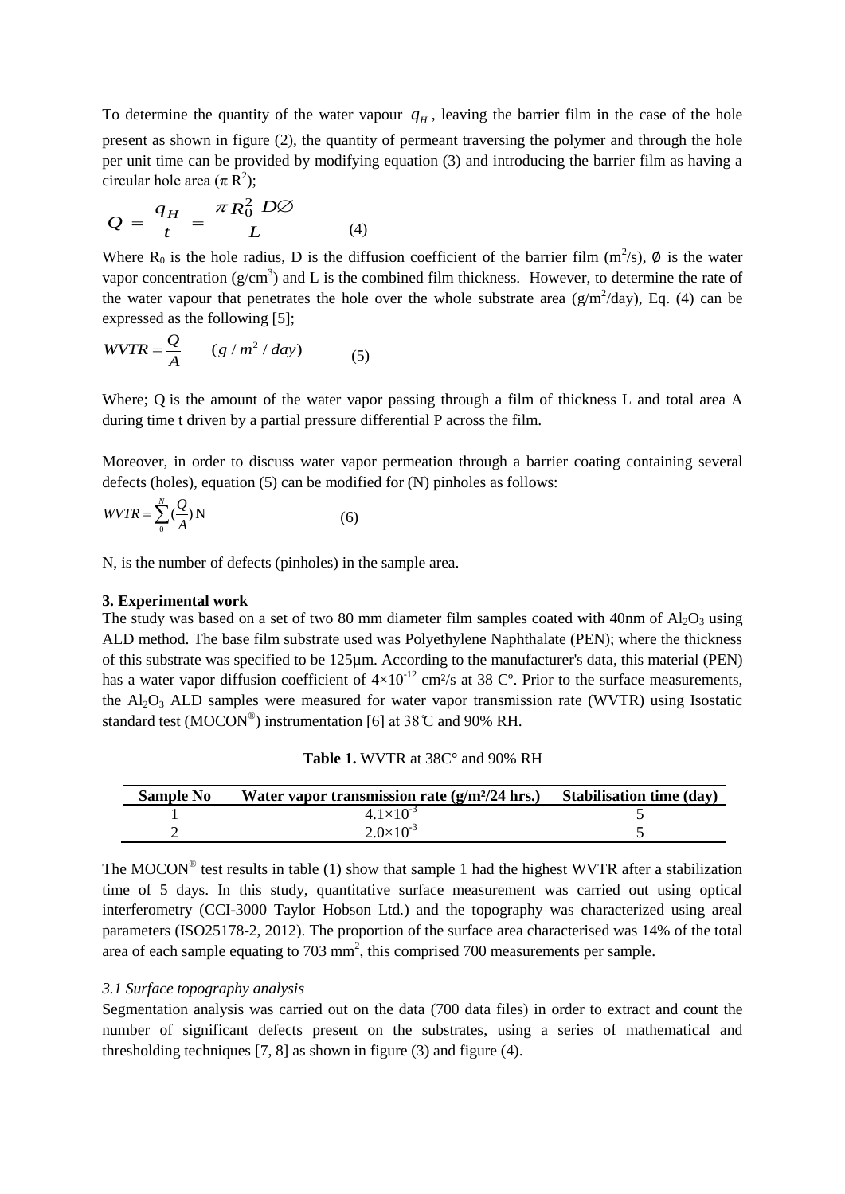To determine the quantity of the water vapour $q_H$, leaving the barrier film in the case of the hole present as shown in figure (2), the quantity of permeant traversing the polymer and through the hole per unit time can be provided by modifying equation (3) and introducing the barrier film as having a circular hole area ($\pi R^2$);

$$Q = \frac{q_H}{t} = \frac{\pi R_0^2 \; D\varnothing}{L} \qquad (4)$$

Where $R_0$ is the hole radius, D is the diffusion coefficient of the barrier film ($m^2/s$), $\varnothing$ is the water vapor concentration ($g/cm^3$) and L is the combined film thickness. However, to determine the rate of the water vapour that penetrates the hole over the whole substrate area ($g/m^2/day$), Eq. (4) can be expressed as the following [5];

$$WVTR = \frac{Q}{A} \qquad (g/m^2/day) \qquad (5)$$

Where; Q is the amount of the water vapor passing through a film of thickness L and total area A during time t driven by a partial pressure differential P across the film.

Moreover, in order to discuss water vapor permeation through a barrier coating containing several defects (holes), equation (5) can be modified for (N) pinholes as follows:

$$WVTR = \sum_{0}^{N} \left(\frac{Q}{A}\right) \mathrm{N} \qquad (6)$$

N, is the number of defects (pinholes) in the sample area.

### 3. Experimental work

The study was based on a set of two 80 mm diameter film samples coated with 40nm of $Al_2O_3$ using ALD method. The base film substrate used was Polyethylene Naphthalate (PEN); where the thickness of this substrate was specified to be 125µm. According to the manufacturer's data, this material (PEN) has a water vapor diffusion coefficient of $4\times10^{-12}$ cm²/s at 38 Cº. Prior to the surface measurements, the $Al_2O_3$ ALD samples were measured for water vapor transmission rate (WVTR) using Isostatic standard test (MOCON®) instrumentation [6] at 38℃ and 90% RH.

**Table 1.** WVTR at 38C° and 90% RH

| Sample No | Water vapor transmission rate (g/m²/24 hrs.) | Stabilisation time (day) |
| --- | --- | --- |
| 1 | $4.1\times10^{-3}$ | 5 |
| 2 | $2.0\times10^{-3}$ | 5 |

The MOCON® test results in table (1) show that sample 1 had the highest WVTR after a stabilization time of 5 days. In this study, quantitative surface measurement was carried out using optical interferometry (CCI-3000 Taylor Hobson Ltd.) and the topography was characterized using areal parameters (ISO25178-2, 2012). The proportion of the surface area characterised was 14% of the total area of each sample equating to 703 mm², this comprised 700 measurements per sample.

#### *3.1 Surface topography analysis*

Segmentation analysis was carried out on the data (700 data files) in order to extract and count the number of significant defects present on the substrates, using a series of mathematical and thresholding techniques [7, 8] as shown in figure (3) and figure (4).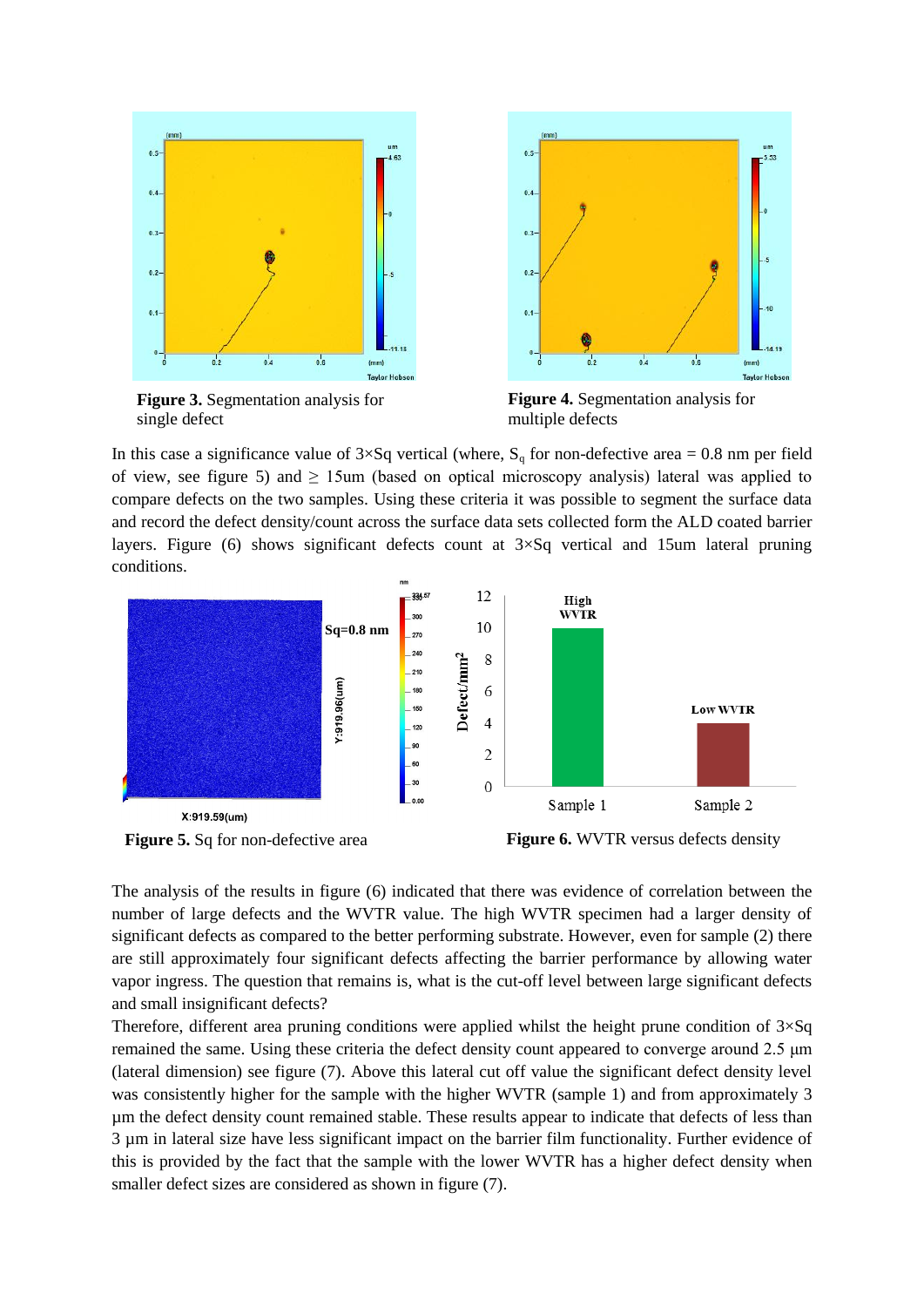**Figure 3.** Segmentation analysis for single defect

**Figure 4.** Segmentation analysis for multiple defects

In this case a significance value of 3×Sq vertical (where, $S_q$ for non-defective area = 0.8 nm per field of view, see figure 5) and ≥ 15um (based on optical microscopy analysis) lateral was applied to compare defects on the two samples. Using these criteria it was possible to segment the surface data and record the defect density/count across the surface data sets collected form the ALD coated barrier layers. Figure (6) shows significant defects count at 3×Sq vertical and 15um lateral pruning conditions.

**Figure 5.** Sq for non-defective area

**Figure 6.** WVTR versus defects density

The analysis of the results in figure (6) indicated that there was evidence of correlation between the number of large defects and the WVTR value. The high WVTR specimen had a larger density of significant defects as compared to the better performing substrate. However, even for sample (2) there are still approximately four significant defects affecting the barrier performance by allowing water vapor ingress. The question that remains is, what is the cut-off level between large significant defects and small insignificant defects?

Therefore, different area pruning conditions were applied whilst the height prune condition of 3×Sq remained the same. Using these criteria the defect density count appeared to converge around 2.5 µm (lateral dimension) see figure (7). Above this lateral cut off value the significant defect density level was consistently higher for the sample with the higher WVTR (sample 1) and from approximately 3 µm the defect density count remained stable. These results appear to indicate that defects of less than 3 µm in lateral size have less significant impact on the barrier film functionality. Further evidence of this is provided by the fact that the sample with the lower WVTR has a higher defect density when smaller defect sizes are considered as shown in figure (7).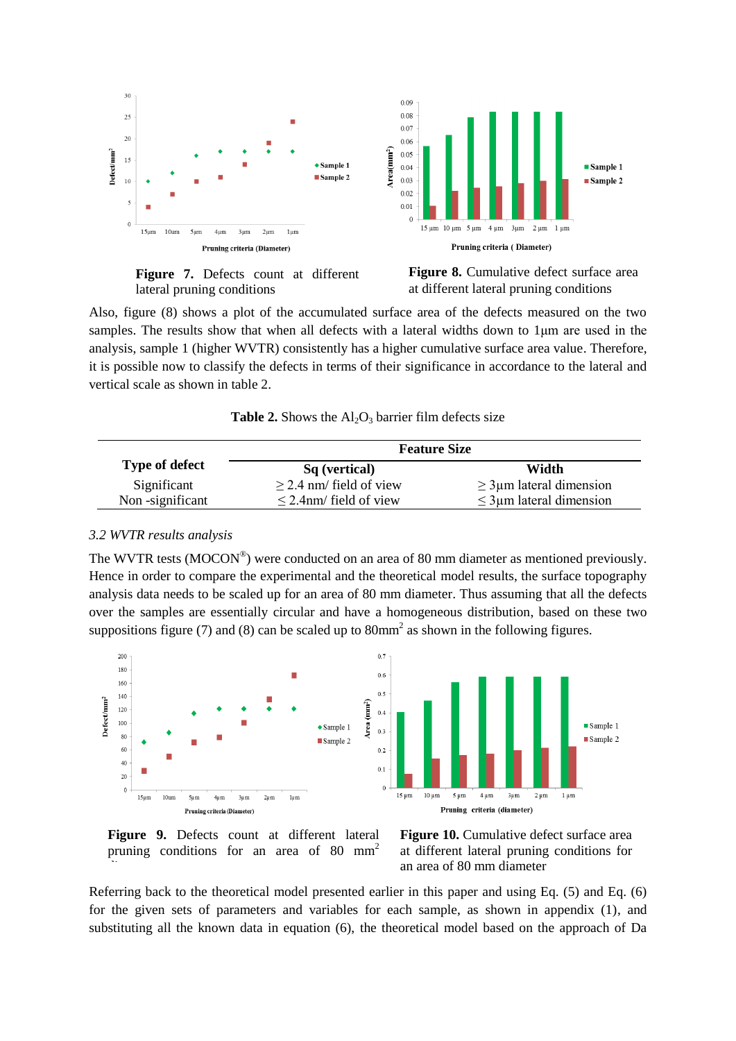**Figure 7.** Defects count at different lateral pruning conditions

**Figure 8.** Cumulative defect surface area at different lateral pruning conditions

Also, figure (8) shows a plot of the accumulated surface area of the defects measured on the two samples. The results show that when all defects with a lateral widths down to 1µm are used in the analysis, sample 1 (higher WVTR) consistently has a higher cumulative surface area value. Therefore, it is possible now to classify the defects in terms of their significance in accordance to the lateral and vertical scale as shown in table 2.

**Table 2.** Shows the $Al_2O_3$ barrier film defects size

| Type of defect | Feature Size | |
|---|---|---|
| | **Sq (vertical)** | **Width** |
| Significant | ≥ 2.4 nm/ field of view | ≥ 3µm lateral dimension |
| Non -significant | ≤ 2.4nm/ field of view | ≤ 3µm lateral dimension |

*3.2 WVTR results analysis*

The WVTR tests (MOCON®) were conducted on an area of 80 mm diameter as mentioned previously. Hence in order to compare the experimental and the theoretical model results, the surface topography analysis data needs to be scaled up for an area of 80 mm diameter. Thus assuming that all the defects over the samples are essentially circular and have a homogeneous distribution, based on these two suppositions figure (7) and (8) can be scaled up to $80mm^2$ as shown in the following figures.

**Figure 9.** Defects count at different lateral pruning conditions for an area of 80 $mm^2$

**Figure 10.** Cumulative defect surface area at different lateral pruning conditions for an area of 80 mm diameter

Referring back to the theoretical model presented earlier in this paper and using Eq. (5) and Eq. (6) for the given sets of parameters and variables for each sample, as shown in appendix (1), and substituting all the known data in equation (6), the theoretical model based on the approach of Da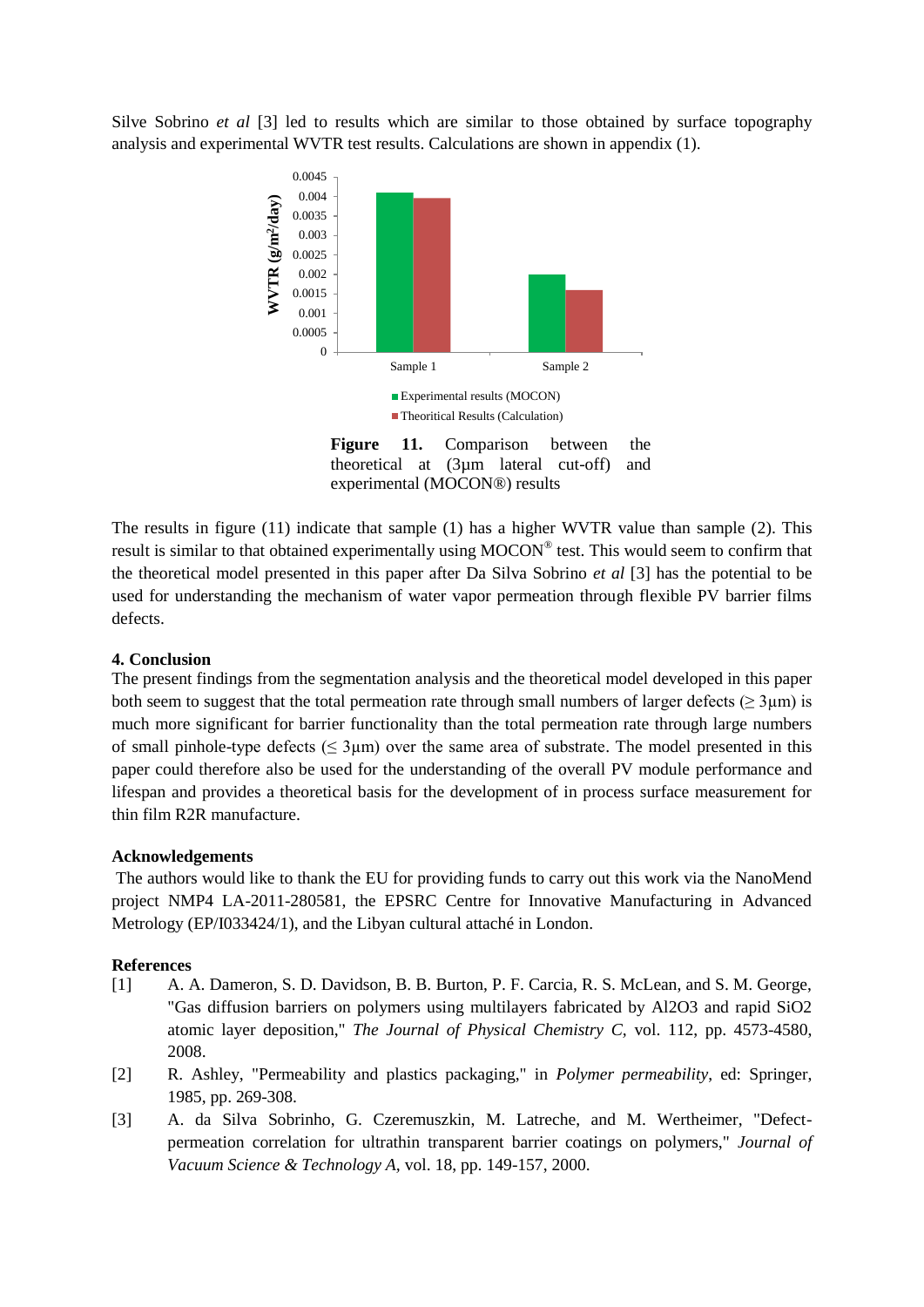Silve Sobrino *et al* [3] led to results which are similar to those obtained by surface topography analysis and experimental WVTR test results. Calculations are shown in appendix (1).

**Figure 11.** Comparison between the theoretical at (3µm lateral cut-off) and experimental (MOCON®) results

The results in figure (11) indicate that sample (1) has a higher WVTR value than sample (2). This result is similar to that obtained experimentally using MOCON® test. This would seem to confirm that the theoretical model presented in this paper after Da Silva Sobrino *et al* [3] has the potential to be used for understanding the mechanism of water vapor permeation through flexible PV barrier films defects.

### 4. Conclusion

The present findings from the segmentation analysis and the theoretical model developed in this paper both seem to suggest that the total permeation rate through small numbers of larger defects ($\geq 3\mu m$) is much more significant for barrier functionality than the total permeation rate through large numbers of small pinhole-type defects ($\leq 3\mu m$) over the same area of substrate. The model presented in this paper could therefore also be used for the understanding of the overall PV module performance and lifespan and provides a theoretical basis for the development of in process surface measurement for thin film R2R manufacture.

### Acknowledgements

The authors would like to thank the EU for providing funds to carry out this work via the NanoMend project NMP4 LA-2011-280581, the EPSRC Centre for Innovative Manufacturing in Advanced Metrology (EP/I033424/1), and the Libyan cultural attaché in London.

### References

[1] A. A. Dameron, S. D. Davidson, B. B. Burton, P. F. Carcia, R. S. McLean, and S. M. George, "Gas diffusion barriers on polymers using multilayers fabricated by Al2O3 and rapid SiO2 atomic layer deposition," *The Journal of Physical Chemistry C*, vol. 112, pp. 4573-4580, 2008.

[2] R. Ashley, "Permeability and plastics packaging," in *Polymer permeability*, ed: Springer, 1985, pp. 269-308.

[3] A. da Silva Sobrinho, G. Czeremuszkin, M. Latreche, and M. Wertheimer, "Defect-permeation correlation for ultrathin transparent barrier coatings on polymers," *Journal of Vacuum Science & Technology A*, vol. 18, pp. 149-157, 2000.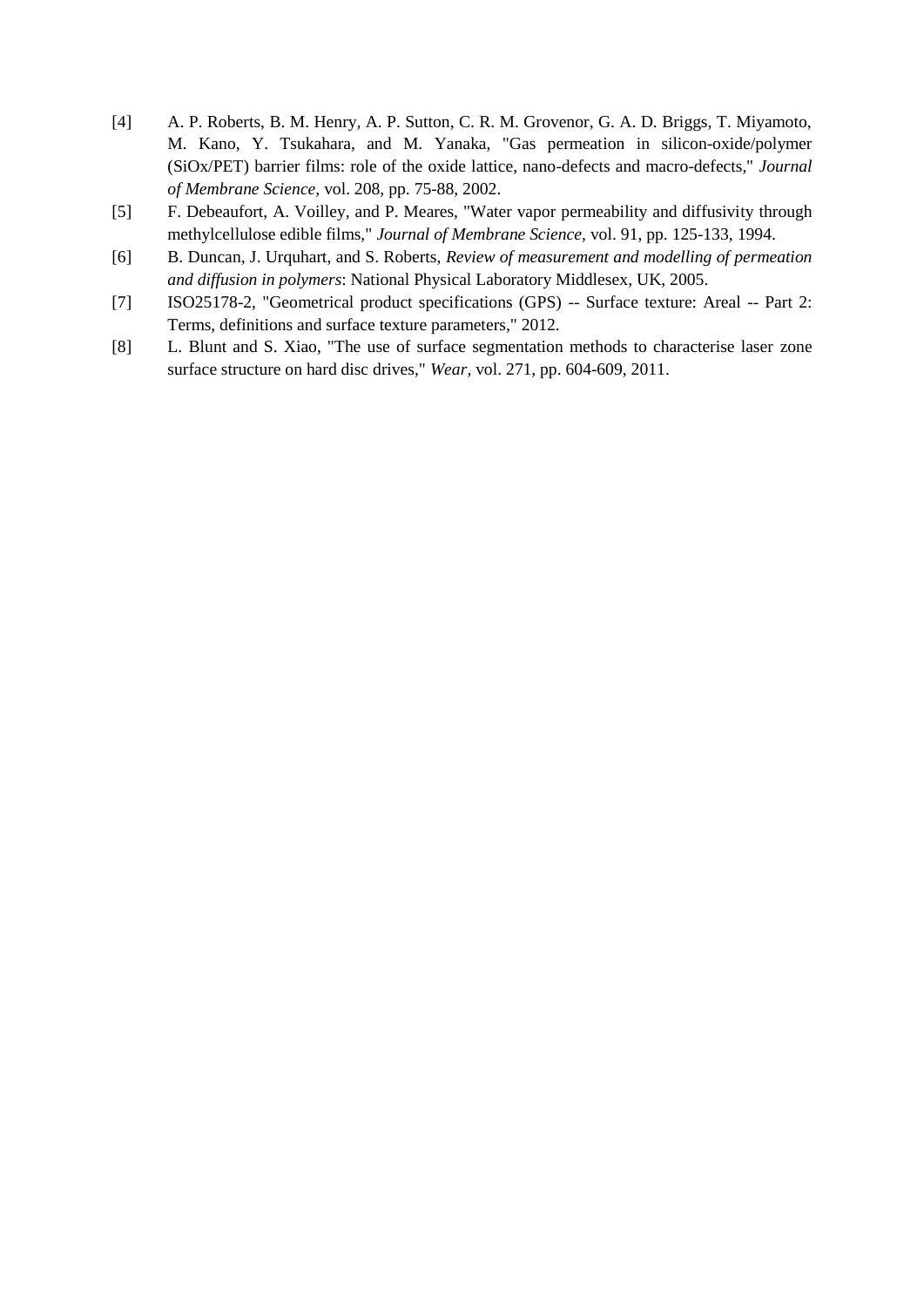[4] A. P. Roberts, B. M. Henry, A. P. Sutton, C. R. M. Grovenor, G. A. D. Briggs, T. Miyamoto, M. Kano, Y. Tsukahara, and M. Yanaka, "Gas permeation in silicon-oxide/polymer (SiOx/PET) barrier films: role of the oxide lattice, nano-defects and macro-defects," *Journal of Membrane Science,* vol. 208, pp. 75-88, 2002.

[5] F. Debeaufort, A. Voilley, and P. Meares, "Water vapor permeability and diffusivity through methylcellulose edible films," *Journal of Membrane Science,* vol. 91, pp. 125-133, 1994.

[6] B. Duncan, J. Urquhart, and S. Roberts, *Review of measurement and modelling of permeation and diffusion in polymers*: National Physical Laboratory Middlesex, UK, 2005.

[7] ISO25178-2, "Geometrical product specifications (GPS) -- Surface texture: Areal -- Part 2: Terms, definitions and surface texture parameters," 2012.

[8] L. Blunt and S. Xiao, "The use of surface segmentation methods to characterise laser zone surface structure on hard disc drives," *Wear,* vol. 271, pp. 604-609, 2011.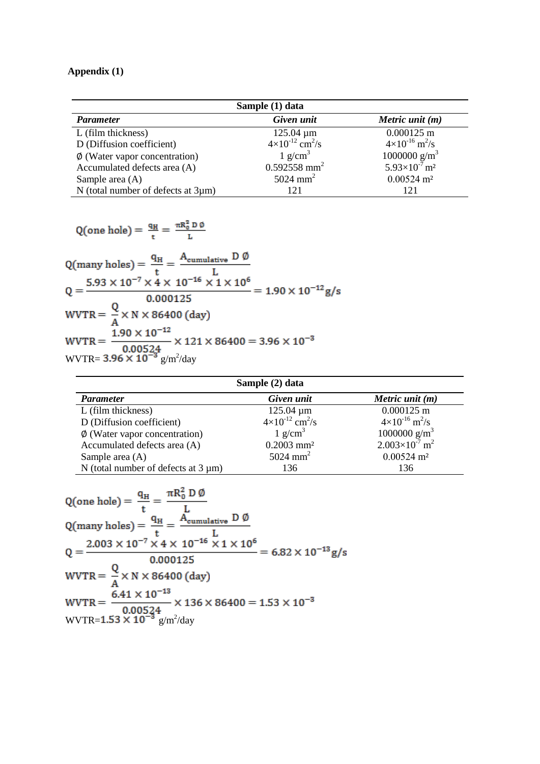**Appendix (1)**

| Sample (1) data | | |
|---|---|---|
| ***Parameter*** | ***Given unit*** | ***Metric unit (m)*** |
| L (film thickness) | 125.04 m | 0.000125 m |
| D (Diffusion coefficient) | $4\times10^{-12}$ cm$^2$/s | $4\times10^{-16}$ m$^2$/s |
| ∅ (Water vapor concentration) | 1 g/cm$^3$ | 1000000 g/m$^3$ |
| Accumulated defects area (A) | 0.592558 mm$^2$ | $5.93\times10^{-7}$ m² |
| Sample area (A) | 5024 mm$^2$ | 0.00524 m² |
| N (total number of defects at 3µm) | 121 | 121 |

$$Q(\text{one hole}) = \frac{q_H}{t} = \frac{\pi R_0^2\, D\, \emptyset}{L}$$

$$Q(\text{many holes}) = \frac{q_H}{t} = \frac{A_{\text{cumulative}}\, D\, \emptyset}{L}$$

$$Q = \frac{5.93\times10^{-7}\times 4\times\ 10^{-16}\ \times 1\times10^{6}}{0.000125} = 1.90\times10^{-12}\,\text{g/s}$$

$$\text{WVTR} = \frac{Q}{A}\times N\times 86400\ (\text{day})$$

$$\text{WVTR} = \frac{1.90\times10^{-12}}{0.00524}\times 121\times 86400 = 3.96\times10^{-3}$$

WVTR= $3.96\times10^{-3}$ g/m$^2$/day

| Sample (2) data | | |
|---|---|---|
| ***Parameter*** | ***Given unit*** | ***Metric unit (m)*** |
| L (film thickness) | 125.04 µm | 0.000125 m |
| D (Diffusion coefficient) | $4\times10^{-12}$ cm$^2$/s | $4\times10^{-16}$ m$^2$/s |
| ∅ (Water vapor concentration) | 1 g/cm$^3$ | 1000000 g/m$^3$ |
| Accumulated defects area (A) | 0.2003 mm² | $2.003\times10^{-7}$ m$^2$ |
| Sample area (A) | 5024 mm$^2$ | 0.00524 m² |
| N (total number of defects at 3 µm) | 136 | 136 |

$$Q(\text{one hole}) = \frac{q_H}{t} = \frac{\pi R_0^2\, D\, \emptyset}{L}$$

$$Q(\text{many holes}) = \frac{q_H}{t} = \frac{A_{\text{cumulative}}\, D\, \emptyset}{L}$$

$$Q = \frac{2.003\times10^{-7}\times 4\times\ 10^{-16}\ \times 1\times10^{6}}{0.000125} = 6.82\times10^{-13}\,\text{g/s}$$

$$\text{WVTR} = \frac{Q}{A}\times N\times 86400\ (\text{day})$$

$$\text{WVTR} = \frac{6.41\times10^{-13}}{0.00524}\times 136\times 86400 = 1.53\times10^{-3}$$

WVTR=$1.53\times10^{-3}$ g/m$^2$/day